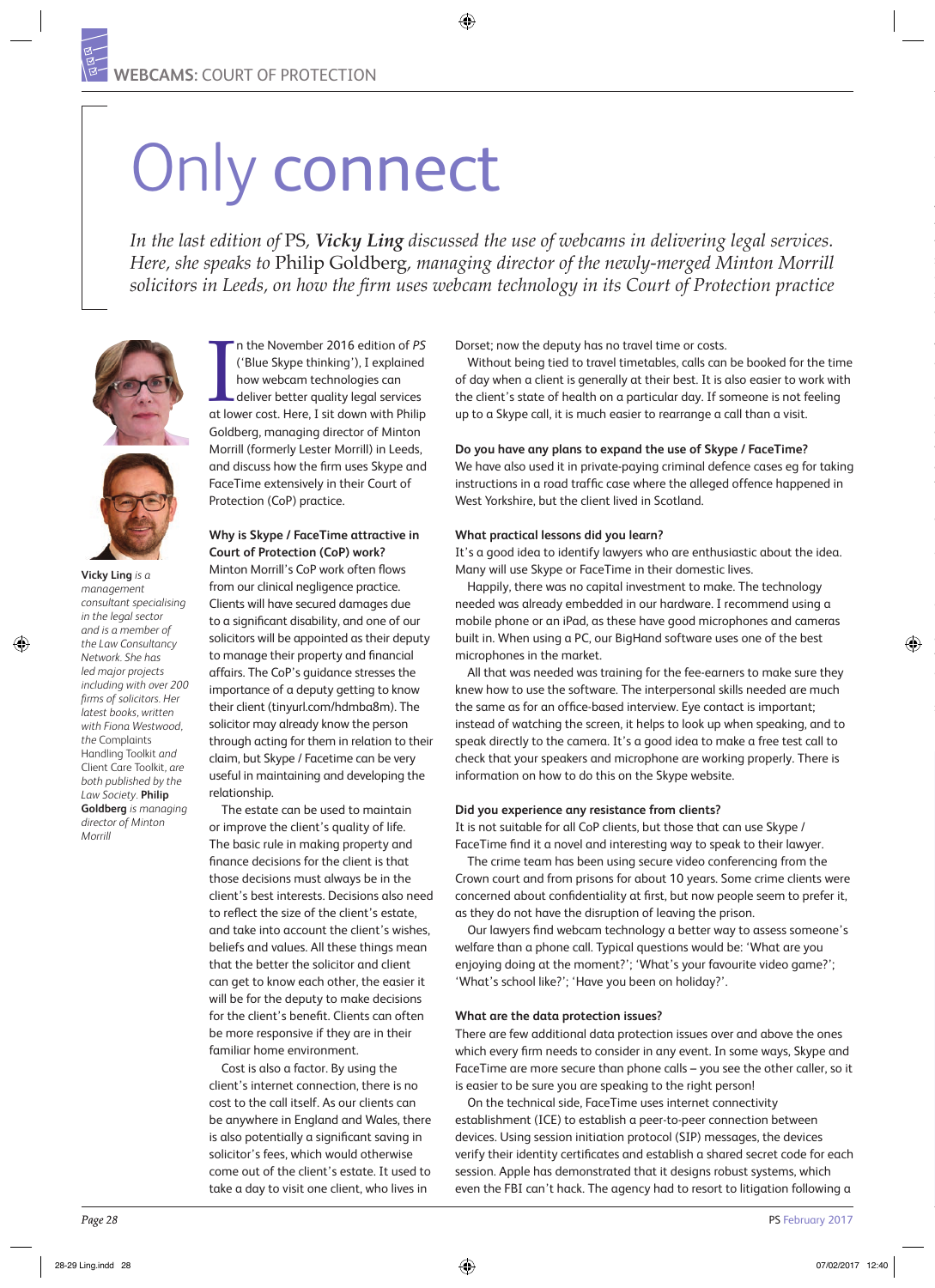# Only connect

*In the last edition of* PS*, **Vicky Ling** discussed the use of webcams in delivering legal services. Here, she speaks to* Philip Goldberg*, managing director of the newly-merged Minton Morrill solicitors in Leeds, on how the firm uses webcam technology in its Court of Protection practice*

**Vicky Ling** *is a management consultant specialising in the legal sector and is a member of the Law Consultancy Network. She has led major projects including with over 200 firms of solicitors. Her latest books, written with Fiona Westwood, the* Complaints Handling Toolkit *and* Client Care Toolkit, *are both published by the* Law Society. **Philip Goldberg** *is managing director of Minton Morrill*

In the November 2016 edition of *PS* ('Blue Skype thinking'), I explained how webcam technologies can deliver better quality legal services at lower cost. Here, I sit down with Philip Goldberg, managing director of Minton Morrill (formerly Lester Morrill) in Leeds, and discuss how the firm uses Skype and FaceTime extensively in their Court of Protection (CoP) practice.

**Why is Skype / FaceTime attractive in Court of Protection (CoP) work?**

Minton Morrill's CoP work often flows from our clinical negligence practice. Clients will have secured damages due to a significant disability, and one of our solicitors will be appointed as their deputy to manage their property and financial affairs. The CoP's guidance stresses the importance of a deputy getting to know their client (tinyurl.com/hdmba8m). The solicitor may already know the person through acting for them in relation to their claim, but Skype / Facetime can be very useful in maintaining and developing the relationship.

The estate can be used to maintain or improve the client's quality of life. The basic rule in making property and finance decisions for the client is that those decisions must always be in the client's best interests. Decisions also need to reflect the size of the client's estate, and take into account the client's wishes, beliefs and values. All these things mean that the better the solicitor and client can get to know each other, the easier it will be for the deputy to make decisions for the client's benefit. Clients can often be more responsive if they are in their familiar home environment.

Cost is also a factor. By using the client's internet connection, there is no cost to the call itself. As our clients can be anywhere in England and Wales, there is also potentially a significant saving in solicitor's fees, which would otherwise come out of the client's estate. It used to take a day to visit one client, who lives in Dorset; now the deputy has no travel time or costs.

Without being tied to travel timetables, calls can be booked for the time of day when a client is generally at their best. It is also easier to work with the client's state of health on a particular day. If someone is not feeling up to a Skype call, it is much easier to rearrange a call than a visit.

**Do you have any plans to expand the use of Skype / FaceTime?**

We have also used it in private-paying criminal defence cases eg for taking instructions in a road traffic case where the alleged offence happened in West Yorkshire, but the client lived in Scotland.

**What practical lessons did you learn?**

It's a good idea to identify lawyers who are enthusiastic about the idea. Many will use Skype or FaceTime in their domestic lives.

Happily, there was no capital investment to make. The technology needed was already embedded in our hardware. I recommend using a mobile phone or an iPad, as these have good microphones and cameras built in. When using a PC, our BigHand software uses one of the best microphones in the market.

All that was needed was training for the fee-earners to make sure they knew how to use the software. The interpersonal skills needed are much the same as for an office-based interview. Eye contact is important; instead of watching the screen, it helps to look up when speaking, and to speak directly to the camera. It's a good idea to make a free test call to check that your speakers and microphone are working properly. There is information on how to do this on the Skype website.

**Did you experience any resistance from clients?**

It is not suitable for all CoP clients, but those that can use Skype / FaceTime find it a novel and interesting way to speak to their lawyer.

The crime team has been using secure video conferencing from the Crown court and from prisons for about 10 years. Some crime clients were concerned about confidentiality at first, but now people seem to prefer it, as they do not have the disruption of leaving the prison.

Our lawyers find webcam technology a better way to assess someone's welfare than a phone call. Typical questions would be: 'What are you enjoying doing at the moment?'; 'What's your favourite video game?'; 'What's school like?'; 'Have you been on holiday?'.

**What are the data protection issues?**

There are few additional data protection issues over and above the ones which every firm needs to consider in any event. In some ways, Skype and FaceTime are more secure than phone calls – you see the other caller, so it is easier to be sure you are speaking to the right person!

On the technical side, FaceTime uses internet connectivity establishment (ICE) to establish a peer-to-peer connection between devices. Using session initiation protocol (SIP) messages, the devices verify their identity certificates and establish a shared secret code for each session. Apple has demonstrated that it designs robust systems, which even the FBI can't hack. The agency had to resort to litigation following a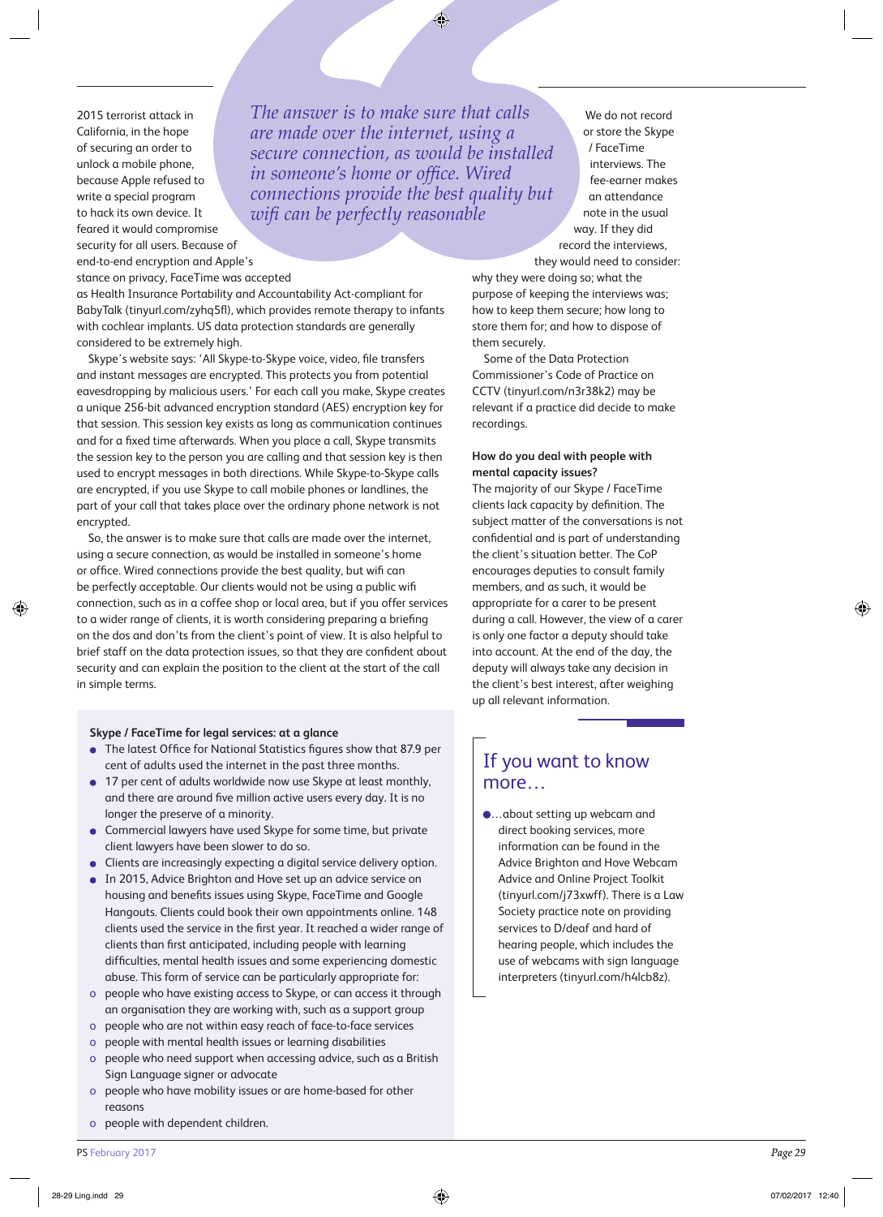2015 terrorist attack in California, in the hope of securing an order to unlock a mobile phone, because Apple refused to write a special program to hack its own device. It feared it would compromise security for all users. Because of end-to-end encryption and Apple's stance on privacy, FaceTime was accepted as Health Insurance Portability and Accountability Act-compliant for BabyTalk (tinyurl.com/zyhq5fl), which provides remote therapy to infants with cochlear implants. US data protection standards are generally considered to be extremely high.

> *The answer is to make sure that calls are made over the internet, using a secure connection, as would be installed in someone's home or office. Wired connections provide the best quality but wifi can be perfectly reasonable*

Skype's website says: 'All Skype-to-Skype voice, video, file transfers and instant messages are encrypted. This protects you from potential eavesdropping by malicious users.' For each call you make, Skype creates a unique 256-bit advanced encryption standard (AES) encryption key for that session. This session key exists as long as communication continues and for a fixed time afterwards. When you place a call, Skype transmits the session key to the person you are calling and that session key is then used to encrypt messages in both directions. While Skype-to-Skype calls are encrypted, if you use Skype to call mobile phones or landlines, the part of your call that takes place over the ordinary phone network is not encrypted.

So, the answer is to make sure that calls are made over the internet, using a secure connection, as would be installed in someone's home or office. Wired connections provide the best quality, but wifi can be perfectly acceptable. Our clients would not be using a public wifi connection, such as in a coffee shop or local area, but if you offer services to a wider range of clients, it is worth considering preparing a briefing on the dos and don'ts from the client's point of view. It is also helpful to brief staff on the data protection issues, so that they are confident about security and can explain the position to the client at the start of the call in simple terms.

**Skype / FaceTime for legal services: at a glance**

- The latest Office for National Statistics figures show that 87.9 per cent of adults used the internet in the past three months.
- 17 per cent of adults worldwide now use Skype at least monthly, and there are around five million active users every day. It is no longer the preserve of a minority.
- Commercial lawyers have used Skype for some time, but private client lawyers have been slower to do so.
- Clients are increasingly expecting a digital service delivery option.
- In 2015, Advice Brighton and Hove set up an advice service on housing and benefits issues using Skype, FaceTime and Google Hangouts. Clients could book their own appointments online. 148 clients used the service in the first year. It reached a wider range of clients than first anticipated, including people with learning difficulties, mental health issues and some experiencing domestic abuse. This form of service can be particularly appropriate for:
  - people who have existing access to Skype, or can access it through an organisation they are working with, such as a support group
  - people who are not within easy reach of face-to-face services
  - people with mental health issues or learning disabilities
  - people who need support when accessing advice, such as a British Sign Language signer or advocate
  - people who have mobility issues or are home-based for other reasons
  - people with dependent children.

We do not record or store the Skype / FaceTime interviews. The fee-earner makes an attendance note in the usual way. If they did record the interviews, they would need to consider: why they were doing so; what the purpose of keeping the interviews was; how to keep them secure; how long to store them for; and how to dispose of them securely.

Some of the Data Protection Commissioner's Code of Practice on CCTV (tinyurl.com/n3r38k2) may be relevant if a practice did decide to make recordings.

**How do you deal with people with mental capacity issues?**

The majority of our Skype / FaceTime clients lack capacity by definition. The subject matter of the conversations is not confidential and is part of understanding the client's situation better. The CoP encourages deputies to consult family members, and as such, it would be appropriate for a carer to be present during a call. However, the view of a carer is only one factor a deputy should take into account. At the end of the day, the deputy will always take any decision in the client's best interest, after weighing up all relevant information.

## If you want to know more…

- …about setting up webcam and direct booking services, more information can be found in the Advice Brighton and Hove Webcam Advice and Online Project Toolkit (tinyurl.com/j73xwff). There is a Law Society practice note on providing services to D/deaf and hard of hearing people, which includes the use of webcams with sign language interpreters (tinyurl.com/h4lcb8z).